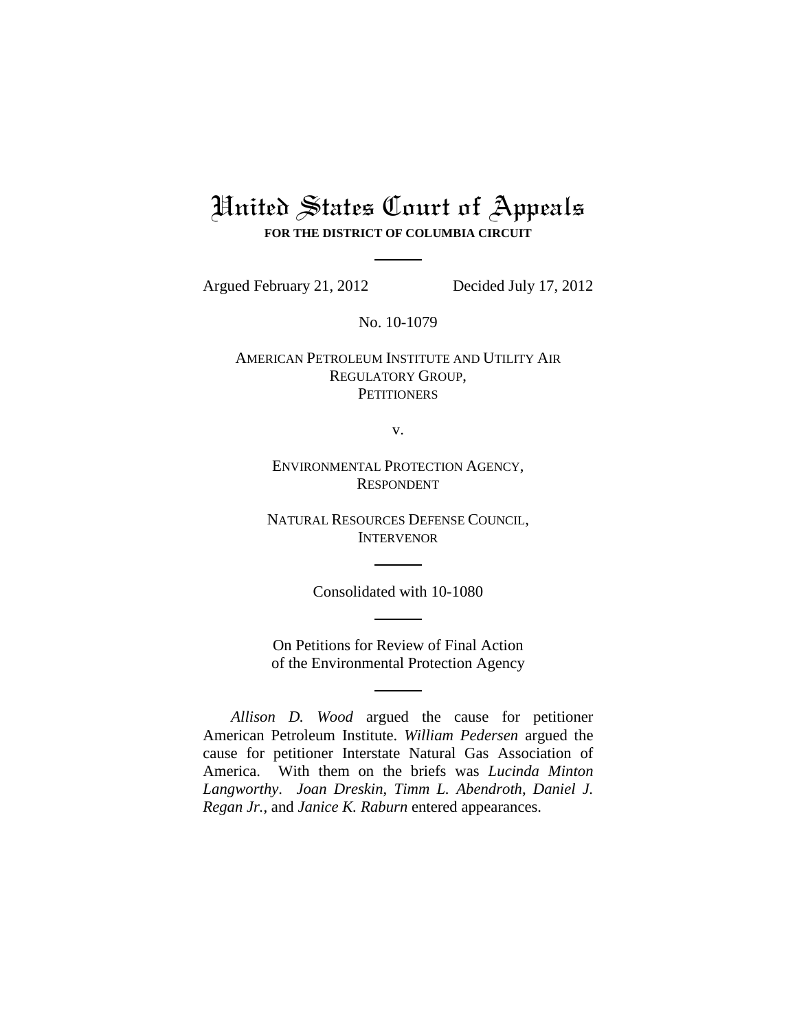# United States Court of Appeals

**FOR THE DISTRICT OF COLUMBIA CIRCUIT**

Argued February 21, 2012 Decided July 17, 2012

No. 10-1079

AMERICAN PETROLEUM INSTITUTE AND UTILITY AIR REGULATORY GROUP,
PETITIONERS

v.

ENVIRONMENTAL PROTECTION AGENCY,
RESPONDENT

NATURAL RESOURCES DEFENSE COUNCIL,
INTERVENOR

Consolidated with 10-1080

On Petitions for Review of Final Action
of the Environmental Protection Agency

*Allison D. Wood* argued the cause for petitioner American Petroleum Institute. *William Pedersen* argued the cause for petitioner Interstate Natural Gas Association of America. With them on the briefs was *Lucinda Minton Langworthy*. *Joan Dreskin*, *Timm L. Abendroth*, *Daniel J. Regan Jr.*, and *Janice K. Raburn* entered appearances.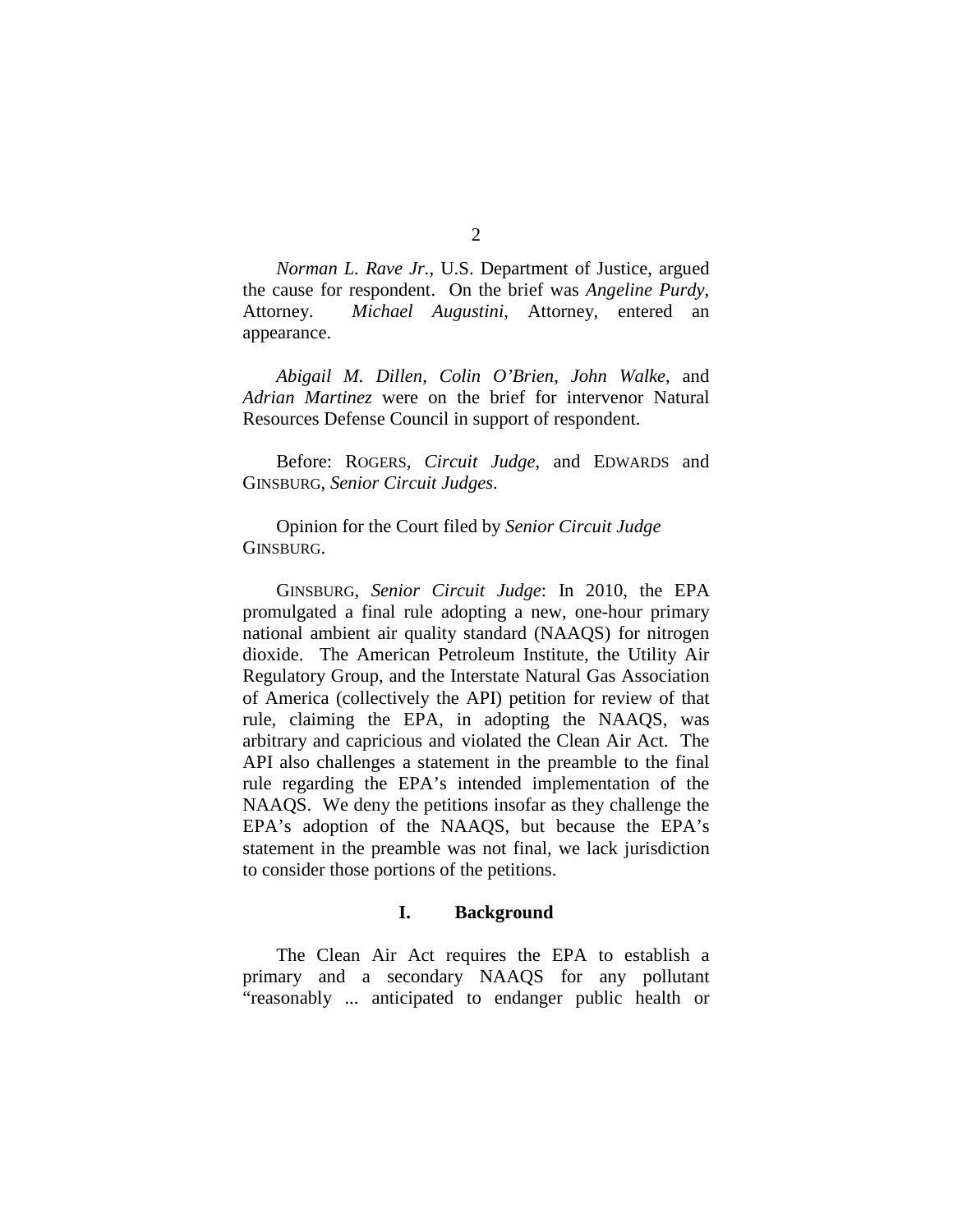*Norman L. Rave Jr.*, U.S. Department of Justice, argued the cause for respondent. On the brief was *Angeline Purdy*, Attorney. *Michael Augustini*, Attorney, entered an appearance.

*Abigail M. Dillen*, *Colin O'Brien*, *John Walke*, and *Adrian Martinez* were on the brief for intervenor Natural Resources Defense Council in support of respondent.

Before: ROGERS, *Circuit Judge*, and EDWARDS and GINSBURG, *Senior Circuit Judges*.

Opinion for the Court filed by *Senior Circuit Judge* GINSBURG.

GINSBURG, *Senior Circuit Judge*: In 2010, the EPA promulgated a final rule adopting a new, one-hour primary national ambient air quality standard (NAAQS) for nitrogen dioxide. The American Petroleum Institute, the Utility Air Regulatory Group, and the Interstate Natural Gas Association of America (collectively the API) petition for review of that rule, claiming the EPA, in adopting the NAAQS, was arbitrary and capricious and violated the Clean Air Act. The API also challenges a statement in the preamble to the final rule regarding the EPA's intended implementation of the NAAQS. We deny the petitions insofar as they challenge the EPA's adoption of the NAAQS, but because the EPA's statement in the preamble was not final, we lack jurisdiction to consider those portions of the petitions.

## I. Background

The Clean Air Act requires the EPA to establish a primary and a secondary NAAQS for any pollutant "reasonably ... anticipated to endanger public health or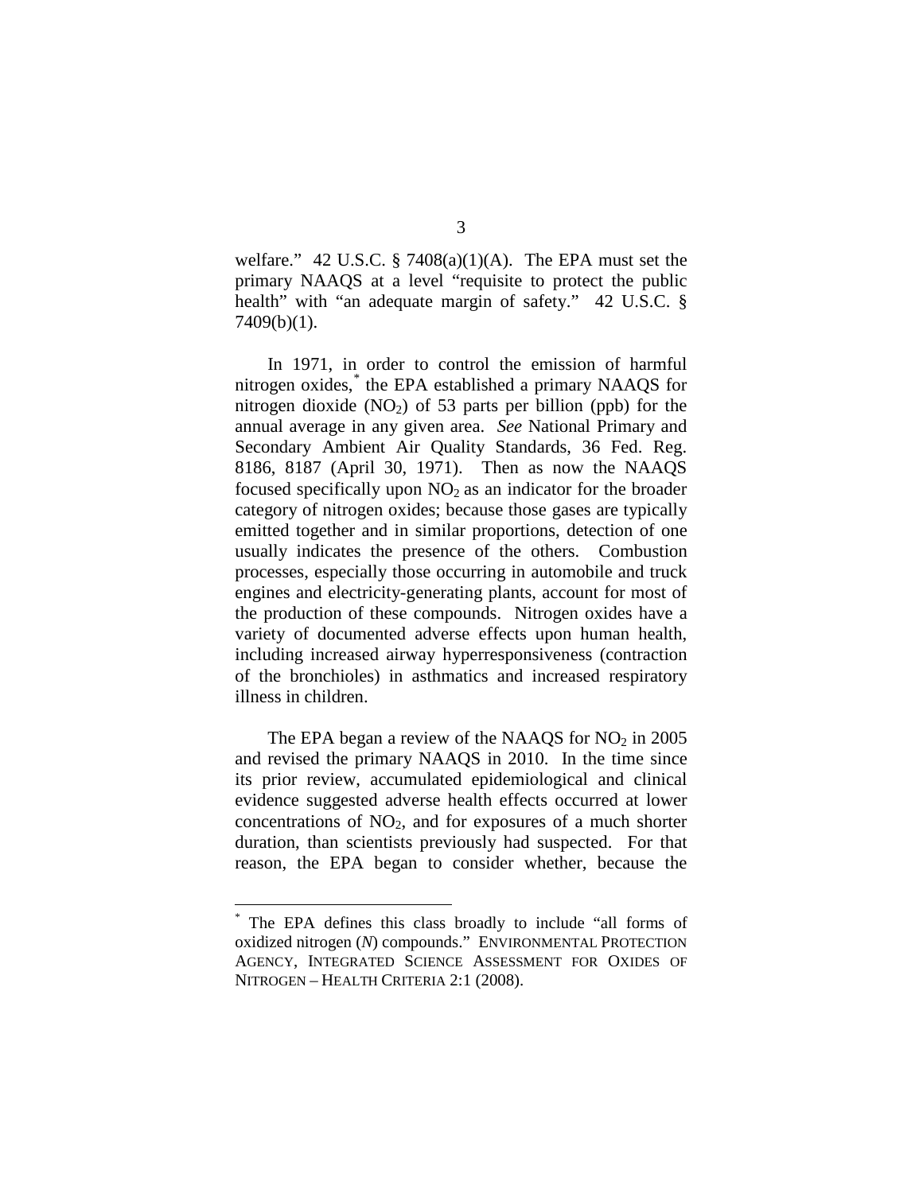welfare." 42 U.S.C. § 7408(a)(1)(A). The EPA must set the primary NAAQS at a level "requisite to protect the public health" with "an adequate margin of safety." 42 U.S.C. § 7409(b)(1).

In 1971, in order to control the emission of harmful nitrogen oxides,[*] the EPA established a primary NAAQS for nitrogen dioxide ($NO_2$) of 53 parts per billion (ppb) for the annual average in any given area. *See* National Primary and Secondary Ambient Air Quality Standards, 36 Fed. Reg. 8186, 8187 (April 30, 1971). Then as now the NAAQS focused specifically upon $NO_2$ as an indicator for the broader category of nitrogen oxides; because those gases are typically emitted together and in similar proportions, detection of one usually indicates the presence of the others. Combustion processes, especially those occurring in automobile and truck engines and electricity-generating plants, account for most of the production of these compounds. Nitrogen oxides have a variety of documented adverse effects upon human health, including increased airway hyperresponsiveness (contraction of the bronchioles) in asthmatics and increased respiratory illness in children.

The EPA began a review of the NAAQS for $NO_2$ in 2005 and revised the primary NAAQS in 2010. In the time since its prior review, accumulated epidemiological and clinical evidence suggested adverse health effects occurred at lower concentrations of $NO_2$, and for exposures of a much shorter duration, than scientists previously had suspected. For that reason, the EPA began to consider whether, because the

---

[*] The EPA defines this class broadly to include "all forms of oxidized nitrogen (*N*) compounds." ENVIRONMENTAL PROTECTION AGENCY, INTEGRATED SCIENCE ASSESSMENT FOR OXIDES OF NITROGEN – HEALTH CRITERIA 2:1 (2008).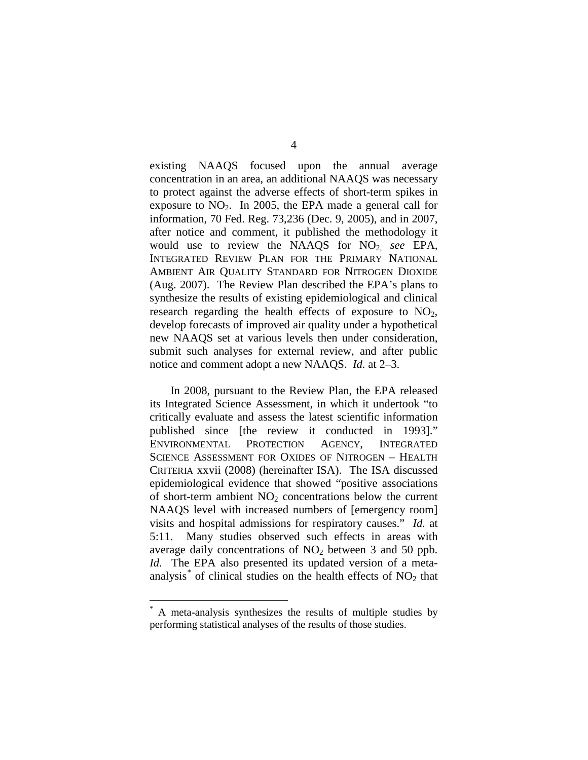existing NAAQS focused upon the annual average concentration in an area, an additional NAAQS was necessary to protect against the adverse effects of short-term spikes in exposure to $NO_2$. In 2005, the EPA made a general call for information, 70 Fed. Reg. 73,236 (Dec. 9, 2005), and in 2007, after notice and comment, it published the methodology it would use to review the NAAQS for $NO_2$, *see* EPA, INTEGRATED REVIEW PLAN FOR THE PRIMARY NATIONAL AMBIENT AIR QUALITY STANDARD FOR NITROGEN DIOXIDE (Aug. 2007). The Review Plan described the EPA's plans to synthesize the results of existing epidemiological and clinical research regarding the health effects of exposure to $NO_2$, develop forecasts of improved air quality under a hypothetical new NAAQS set at various levels then under consideration, submit such analyses for external review, and after public notice and comment adopt a new NAAQS. *Id.* at 2–3.

In 2008, pursuant to the Review Plan, the EPA released its Integrated Science Assessment, in which it undertook "to critically evaluate and assess the latest scientific information published since [the review it conducted in 1993]." ENVIRONMENTAL PROTECTION AGENCY, INTEGRATED SCIENCE ASSESSMENT FOR OXIDES OF NITROGEN – HEALTH CRITERIA xxvii (2008) (hereinafter ISA). The ISA discussed epidemiological evidence that showed "positive associations of short-term ambient $NO_2$ concentrations below the current NAAQS level with increased numbers of [emergency room] visits and hospital admissions for respiratory causes." *Id.* at 5:11. Many studies observed such effects in areas with average daily concentrations of $NO_2$ between 3 and 50 ppb. *Id.* The EPA also presented its updated version of a meta-analysis[*] of clinical studies on the health effects of $NO_2$ that

[*] A meta-analysis synthesizes the results of multiple studies by performing statistical analyses of the results of those studies.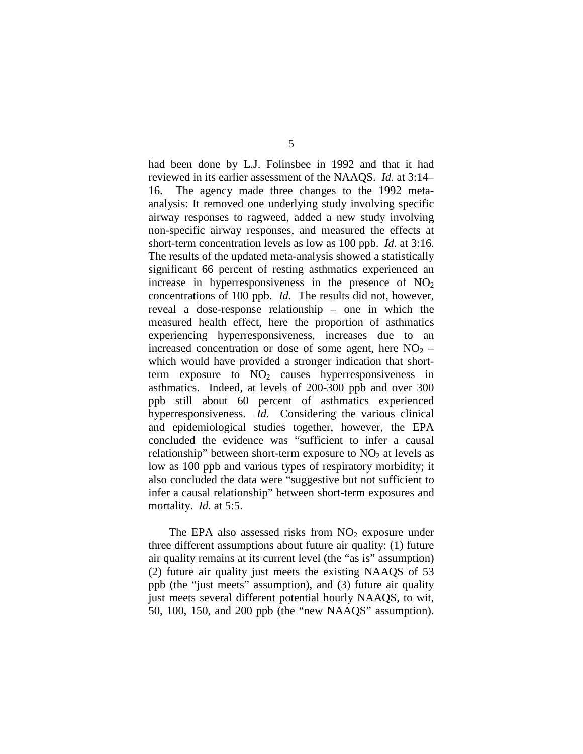had been done by L.J. Folinsbee in 1992 and that it had reviewed in its earlier assessment of the NAAQS. *Id.* at 3:14–16. The agency made three changes to the 1992 meta-analysis: It removed one underlying study involving specific airway responses to ragweed, added a new study involving non-specific airway responses, and measured the effects at short-term concentration levels as low as 100 ppb. *Id.* at 3:16. The results of the updated meta-analysis showed a statistically significant 66 percent of resting asthmatics experienced an increase in hyperresponsiveness in the presence of $NO_2$ concentrations of 100 ppb. *Id.* The results did not, however, reveal a dose-response relationship – one in which the measured health effect, here the proportion of asthmatics experiencing hyperresponsiveness, increases due to an increased concentration or dose of some agent, here $NO_2$ – which would have provided a stronger indication that short-term exposure to $NO_2$ causes hyperresponsiveness in asthmatics. Indeed, at levels of 200-300 ppb and over 300 ppb still about 60 percent of asthmatics experienced hyperresponsiveness. *Id.* Considering the various clinical and epidemiological studies together, however, the EPA concluded the evidence was "sufficient to infer a causal relationship" between short-term exposure to $NO_2$ at levels as low as 100 ppb and various types of respiratory morbidity; it also concluded the data were "suggestive but not sufficient to infer a causal relationship" between short-term exposures and mortality. *Id.* at 5:5.

The EPA also assessed risks from $NO_2$ exposure under three different assumptions about future air quality: (1) future air quality remains at its current level (the "as is" assumption) (2) future air quality just meets the existing NAAQS of 53 ppb (the "just meets" assumption), and (3) future air quality just meets several different potential hourly NAAQS, to wit, 50, 100, 150, and 200 ppb (the "new NAAQS" assumption).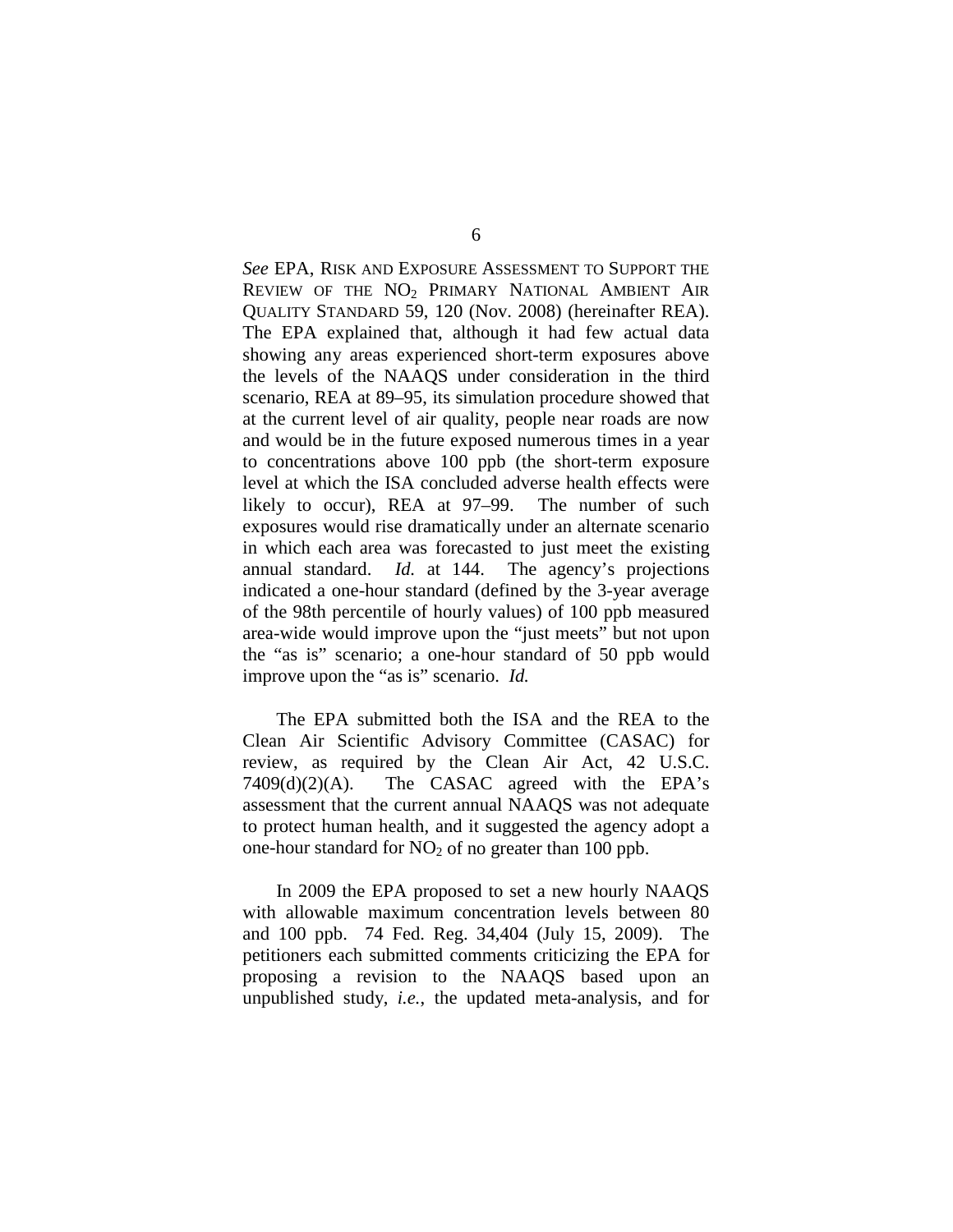*See* EPA, RISK AND EXPOSURE ASSESSMENT TO SUPPORT THE REVIEW OF THE $NO_2$ PRIMARY NATIONAL AMBIENT AIR QUALITY STANDARD 59, 120 (Nov. 2008) (hereinafter REA). The EPA explained that, although it had few actual data showing any areas experienced short-term exposures above the levels of the NAAQS under consideration in the third scenario, REA at 89–95, its simulation procedure showed that at the current level of air quality, people near roads are now and would be in the future exposed numerous times in a year to concentrations above 100 ppb (the short-term exposure level at which the ISA concluded adverse health effects were likely to occur), REA at 97–99. The number of such exposures would rise dramatically under an alternate scenario in which each area was forecasted to just meet the existing annual standard. *Id.* at 144. The agency's projections indicated a one-hour standard (defined by the 3-year average of the 98th percentile of hourly values) of 100 ppb measured area-wide would improve upon the "just meets" but not upon the "as is" scenario; a one-hour standard of 50 ppb would improve upon the "as is" scenario. *Id.*

The EPA submitted both the ISA and the REA to the Clean Air Scientific Advisory Committee (CASAC) for review, as required by the Clean Air Act, 42 U.S.C. 7409(d)(2)(A). The CASAC agreed with the EPA's assessment that the current annual NAAQS was not adequate to protect human health, and it suggested the agency adopt a one-hour standard for $NO_2$ of no greater than 100 ppb.

In 2009 the EPA proposed to set a new hourly NAAQS with allowable maximum concentration levels between 80 and 100 ppb. 74 Fed. Reg. 34,404 (July 15, 2009). The petitioners each submitted comments criticizing the EPA for proposing a revision to the NAAQS based upon an unpublished study, *i.e.*, the updated meta-analysis, and for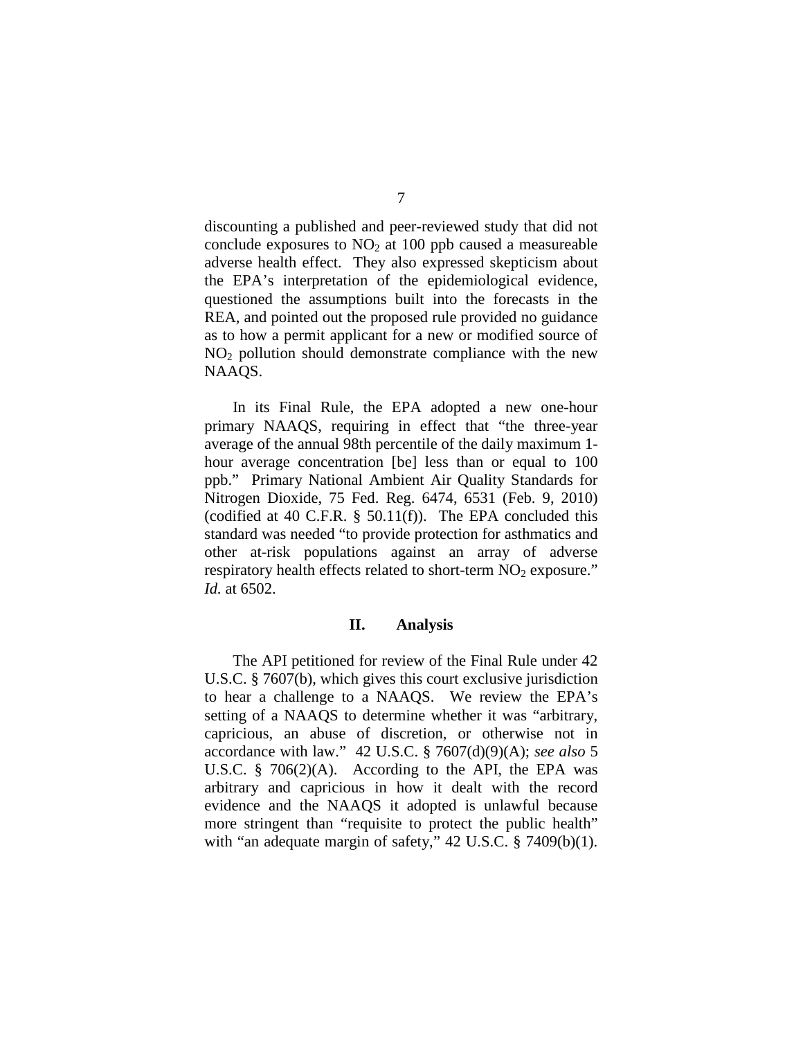discounting a published and peer-reviewed study that did not conclude exposures to $NO_2$ at 100 ppb caused a measureable adverse health effect. They also expressed skepticism about the EPA's interpretation of the epidemiological evidence, questioned the assumptions built into the forecasts in the REA, and pointed out the proposed rule provided no guidance as to how a permit applicant for a new or modified source of $NO_2$ pollution should demonstrate compliance with the new NAAQS.

In its Final Rule, the EPA adopted a new one-hour primary NAAQS, requiring in effect that "the three-year average of the annual 98th percentile of the daily maximum 1-hour average concentration [be] less than or equal to 100 ppb." Primary National Ambient Air Quality Standards for Nitrogen Dioxide, 75 Fed. Reg. 6474, 6531 (Feb. 9, 2010) (codified at 40 C.F.R. § 50.11(f)). The EPA concluded this standard was needed "to provide protection for asthmatics and other at-risk populations against an array of adverse respiratory health effects related to short-term $NO_2$ exposure." *Id.* at 6502.

## II. Analysis

The API petitioned for review of the Final Rule under 42 U.S.C. § 7607(b), which gives this court exclusive jurisdiction to hear a challenge to a NAAQS. We review the EPA's setting of a NAAQS to determine whether it was "arbitrary, capricious, an abuse of discretion, or otherwise not in accordance with law." 42 U.S.C. § 7607(d)(9)(A); *see also* 5 U.S.C. § 706(2)(A). According to the API, the EPA was arbitrary and capricious in how it dealt with the record evidence and the NAAQS it adopted is unlawful because more stringent than "requisite to protect the public health" with "an adequate margin of safety," 42 U.S.C. § 7409(b)(1).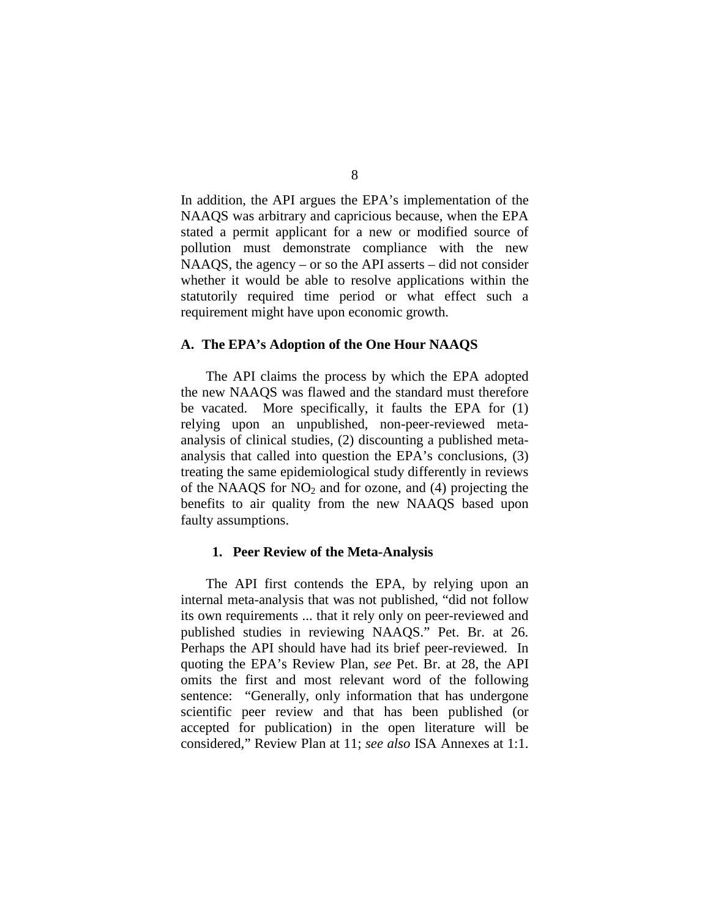In addition, the API argues the EPA's implementation of the NAAQS was arbitrary and capricious because, when the EPA stated a permit applicant for a new or modified source of pollution must demonstrate compliance with the new NAAQS, the agency – or so the API asserts – did not consider whether it would be able to resolve applications within the statutorily required time period or what effect such a requirement might have upon economic growth.

### A. The EPA's Adoption of the One Hour NAAQS

The API claims the process by which the EPA adopted the new NAAQS was flawed and the standard must therefore be vacated. More specifically, it faults the EPA for (1) relying upon an unpublished, non-peer-reviewed meta-analysis of clinical studies, (2) discounting a published meta-analysis that called into question the EPA's conclusions, (3) treating the same epidemiological study differently in reviews of the NAAQS for $NO_2$ and for ozone, and (4) projecting the benefits to air quality from the new NAAQS based upon faulty assumptions.

#### 1. Peer Review of the Meta-Analysis

The API first contends the EPA, by relying upon an internal meta-analysis that was not published, "did not follow its own requirements ... that it rely only on peer-reviewed and published studies in reviewing NAAQS." Pet. Br. at 26. Perhaps the API should have had its brief peer-reviewed. In quoting the EPA's Review Plan, *see* Pet. Br. at 28, the API omits the first and most relevant word of the following sentence: "Generally, only information that has undergone scientific peer review and that has been published (or accepted for publication) in the open literature will be considered," Review Plan at 11; *see also* ISA Annexes at 1:1.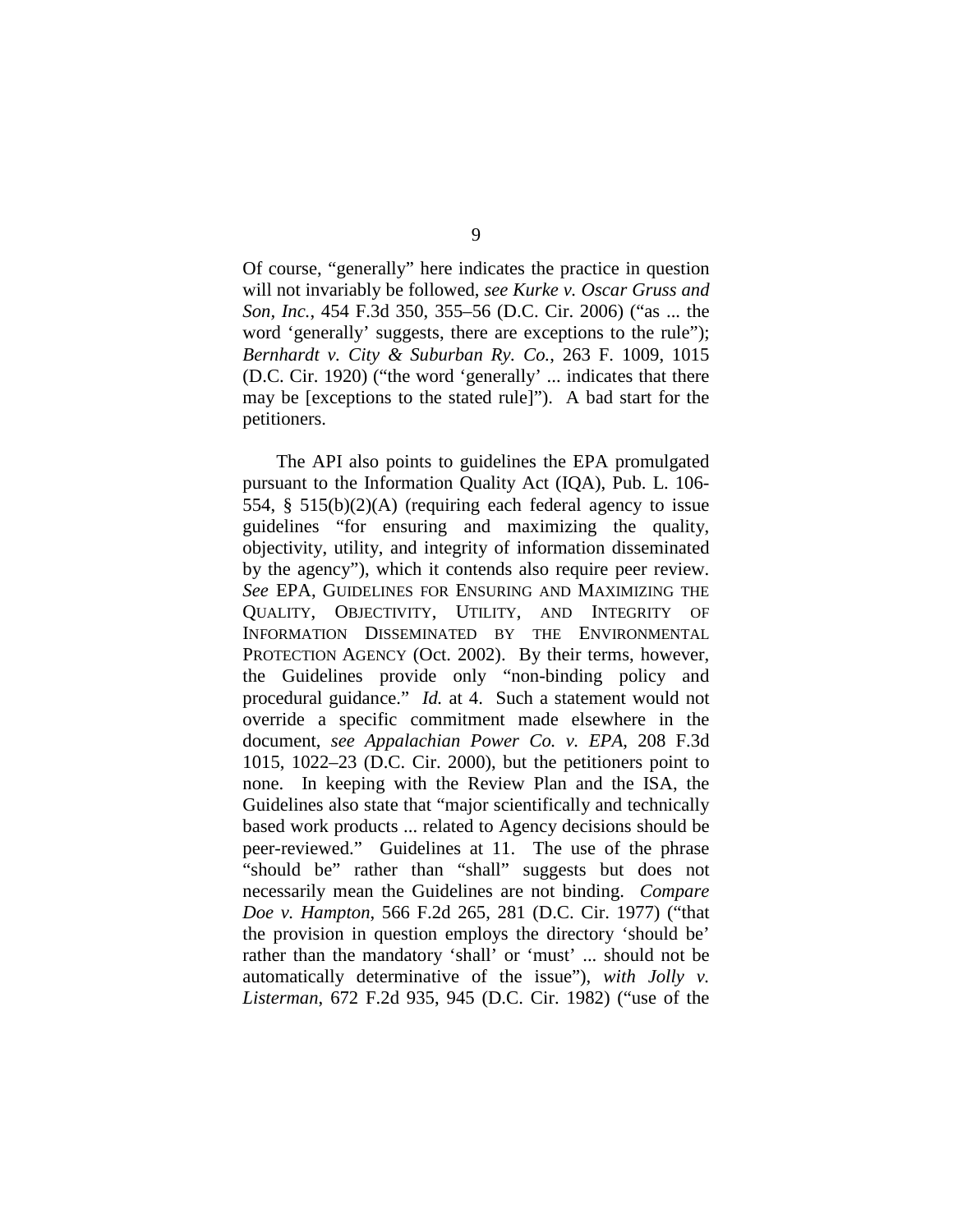Of course, "generally" here indicates the practice in question will not invariably be followed, *see Kurke v. Oscar Gruss and Son, Inc.*, 454 F.3d 350, 355–56 (D.C. Cir. 2006) ("as ... the word 'generally' suggests, there are exceptions to the rule"); *Bernhardt v. City & Suburban Ry. Co.*, 263 F. 1009, 1015 (D.C. Cir. 1920) ("the word 'generally' ... indicates that there may be [exceptions to the stated rule]"). A bad start for the petitioners.

The API also points to guidelines the EPA promulgated pursuant to the Information Quality Act (IQA), Pub. L. 106-554, § 515(b)(2)(A) (requiring each federal agency to issue guidelines "for ensuring and maximizing the quality, objectivity, utility, and integrity of information disseminated by the agency"), which it contends also require peer review. *See* EPA, GUIDELINES FOR ENSURING AND MAXIMIZING THE QUALITY, OBJECTIVITY, UTILITY, AND INTEGRITY OF INFORMATION DISSEMINATED BY THE ENVIRONMENTAL PROTECTION AGENCY (Oct. 2002). By their terms, however, the Guidelines provide only "non-binding policy and procedural guidance." *Id.* at 4. Such a statement would not override a specific commitment made elsewhere in the document, *see Appalachian Power Co. v. EPA*, 208 F.3d 1015, 1022–23 (D.C. Cir. 2000), but the petitioners point to none. In keeping with the Review Plan and the ISA, the Guidelines also state that "major scientifically and technically based work products ... related to Agency decisions should be peer-reviewed." Guidelines at 11. The use of the phrase "should be" rather than "shall" suggests but does not necessarily mean the Guidelines are not binding. *Compare Doe v. Hampton*, 566 F.2d 265, 281 (D.C. Cir. 1977) ("that the provision in question employs the directory 'should be' rather than the mandatory 'shall' or 'must' ... should not be automatically determinative of the issue"), *with Jolly v. Listerman*, 672 F.2d 935, 945 (D.C. Cir. 1982) ("use of the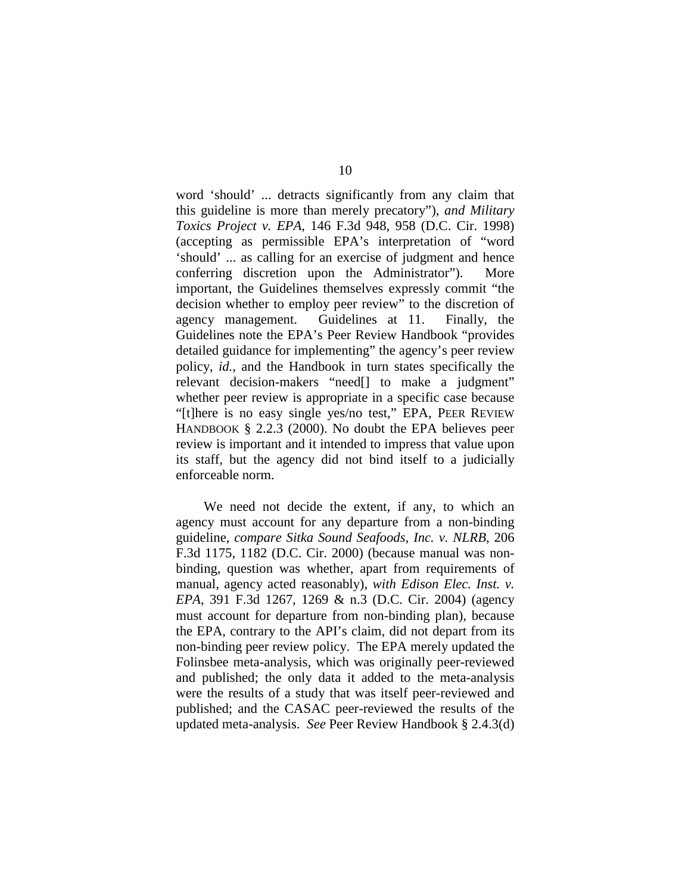word 'should' ... detracts significantly from any claim that this guideline is more than merely precatory"), *and Military Toxics Project v. EPA*, 146 F.3d 948, 958 (D.C. Cir. 1998) (accepting as permissible EPA's interpretation of "word 'should' ... as calling for an exercise of judgment and hence conferring discretion upon the Administrator"). More important, the Guidelines themselves expressly commit "the decision whether to employ peer review" to the discretion of agency management. Guidelines at 11. Finally, the Guidelines note the EPA's Peer Review Handbook "provides detailed guidance for implementing" the agency's peer review policy, *id.*, and the Handbook in turn states specifically the relevant decision-makers "need[] to make a judgment" whether peer review is appropriate in a specific case because "[t]here is no easy single yes/no test," EPA, PEER REVIEW HANDBOOK § 2.2.3 (2000). No doubt the EPA believes peer review is important and it intended to impress that value upon its staff, but the agency did not bind itself to a judicially enforceable norm.

We need not decide the extent, if any, to which an agency must account for any departure from a non-binding guideline, *compare Sitka Sound Seafoods, Inc. v. NLRB*, 206 F.3d 1175, 1182 (D.C. Cir. 2000) (because manual was non-binding, question was whether, apart from requirements of manual, agency acted reasonably), *with Edison Elec. Inst. v. EPA*, 391 F.3d 1267, 1269 & n.3 (D.C. Cir. 2004) (agency must account for departure from non-binding plan), because the EPA, contrary to the API's claim, did not depart from its non-binding peer review policy. The EPA merely updated the Folinsbee meta-analysis, which was originally peer-reviewed and published; the only data it added to the meta-analysis were the results of a study that was itself peer-reviewed and published; and the CASAC peer-reviewed the results of the updated meta-analysis. *See* Peer Review Handbook § 2.4.3(d)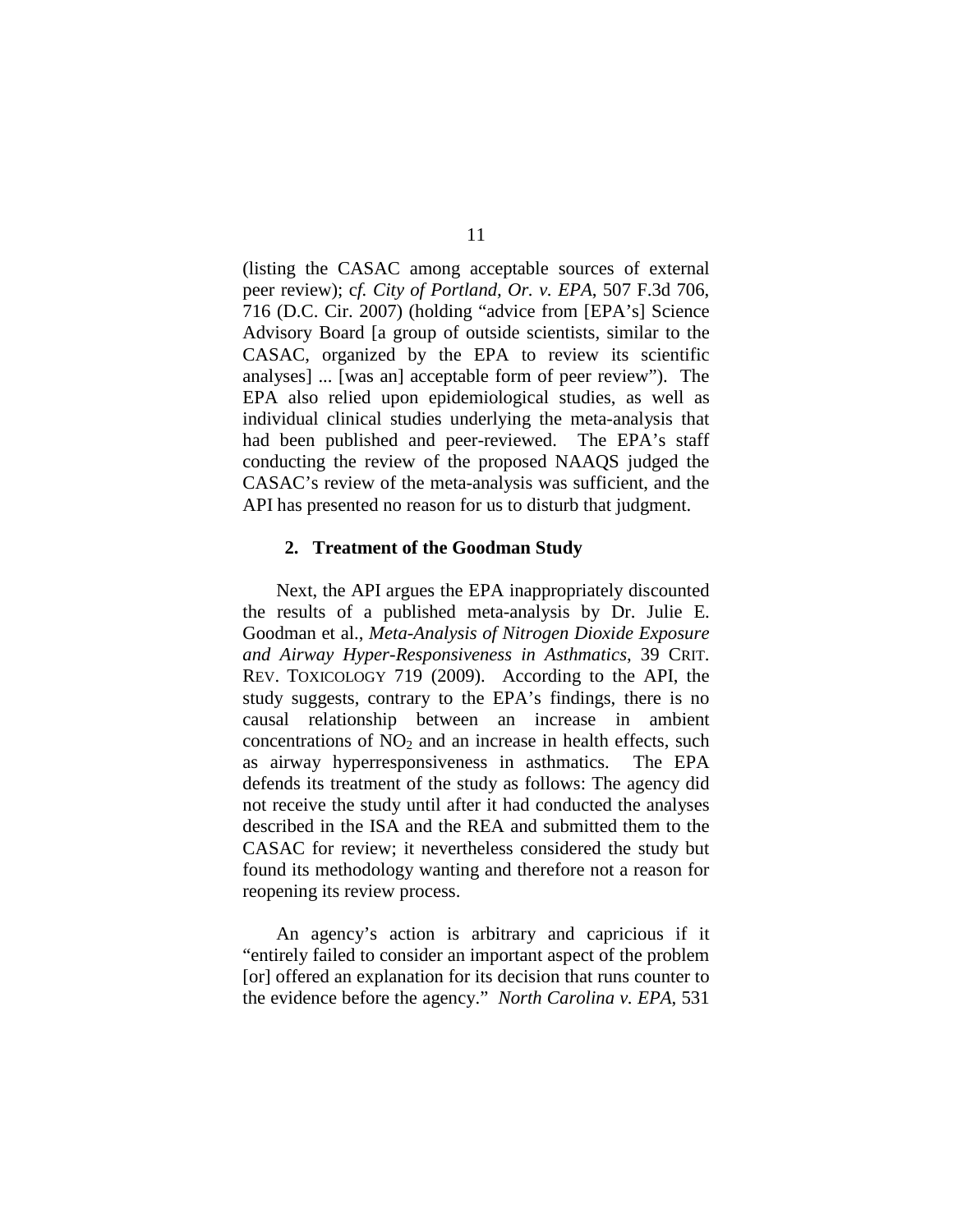(listing the CASAC among acceptable sources of external peer review); c*f. City of Portland, Or. v. EPA*, 507 F.3d 706, 716 (D.C. Cir. 2007) (holding "advice from [EPA's] Science Advisory Board [a group of outside scientists, similar to the CASAC, organized by the EPA to review its scientific analyses] ... [was an] acceptable form of peer review"). The EPA also relied upon epidemiological studies, as well as individual clinical studies underlying the meta-analysis that had been published and peer-reviewed. The EPA's staff conducting the review of the proposed NAAQS judged the CASAC's review of the meta-analysis was sufficient, and the API has presented no reason for us to disturb that judgment.

### 2. Treatment of the Goodman Study

Next, the API argues the EPA inappropriately discounted the results of a published meta-analysis by Dr. Julie E. Goodman et al., *Meta-Analysis of Nitrogen Dioxide Exposure and Airway Hyper-Responsiveness in Asthmatics*, 39 CRIT. REV. TOXICOLOGY 719 (2009). According to the API, the study suggests, contrary to the EPA's findings, there is no causal relationship between an increase in ambient concentrations of $NO_2$ and an increase in health effects, such as airway hyperresponsiveness in asthmatics. The EPA defends its treatment of the study as follows: The agency did not receive the study until after it had conducted the analyses described in the ISA and the REA and submitted them to the CASAC for review; it nevertheless considered the study but found its methodology wanting and therefore not a reason for reopening its review process.

An agency's action is arbitrary and capricious if it "entirely failed to consider an important aspect of the problem [or] offered an explanation for its decision that runs counter to the evidence before the agency." *North Carolina v. EPA*, 531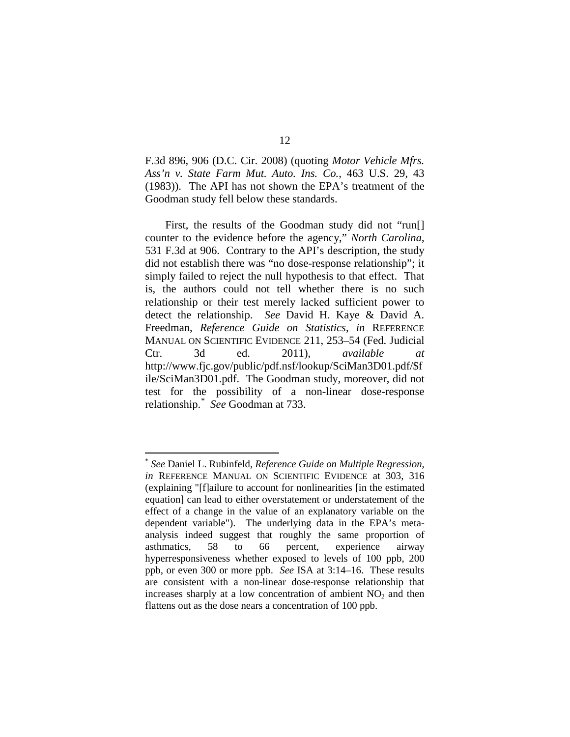F.3d 896, 906 (D.C. Cir. 2008) (quoting *Motor Vehicle Mfrs. Ass'n v. State Farm Mut. Auto. Ins. Co.*, 463 U.S. 29, 43 (1983)). The API has not shown the EPA's treatment of the Goodman study fell below these standards.

First, the results of the Goodman study did not "run[] counter to the evidence before the agency," *North Carolina*, 531 F.3d at 906. Contrary to the API's description, the study did not establish there was "no dose-response relationship"; it simply failed to reject the null hypothesis to that effect. That is, the authors could not tell whether there is no such relationship or their test merely lacked sufficient power to detect the relationship. *See* David H. Kaye & David A. Freedman, *Reference Guide on Statistics*, *in* REFERENCE MANUAL ON SCIENTIFIC EVIDENCE 211, 253–54 (Fed. Judicial Ctr. 3d ed. 2011), *available at* http://www.fjc.gov/public/pdf.nsf/lookup/SciMan3D01.pdf/$file/SciMan3D01.pdf. The Goodman study, moreover, did not test for the possibility of a non-linear dose-response relationship.* *See* Goodman at 733.

---

\* *See* Daniel L. Rubinfeld, *Reference Guide on Multiple Regression*, *in* REFERENCE MANUAL ON SCIENTIFIC EVIDENCE at 303, 316 (explaining "[f]ailure to account for nonlinearities [in the estimated equation] can lead to either overstatement or understatement of the effect of a change in the value of an explanatory variable on the dependent variable"). The underlying data in the EPA's meta-analysis indeed suggest that roughly the same proportion of asthmatics, 58 to 66 percent, experience airway hyperresponsiveness whether exposed to levels of 100 ppb, 200 ppb, or even 300 or more ppb. *See* ISA at 3:14–16. These results are consistent with a non-linear dose-response relationship that increases sharply at a low concentration of ambient $NO_2$ and then flattens out as the dose nears a concentration of 100 ppb.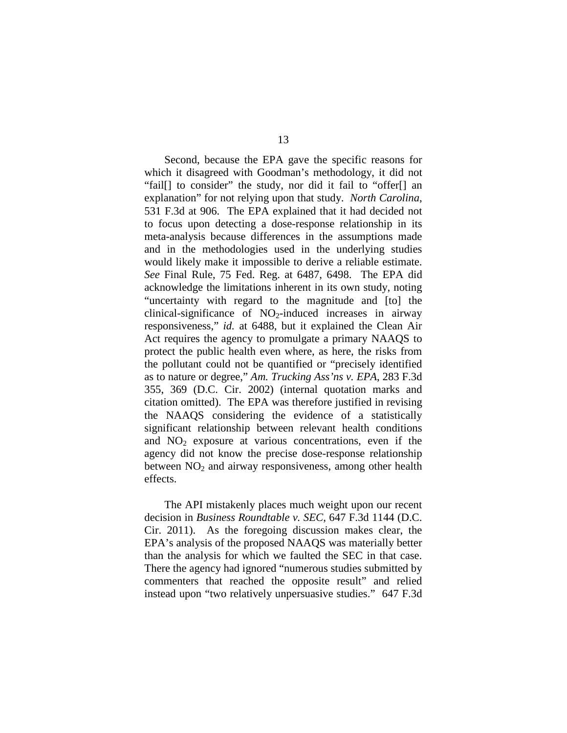Second, because the EPA gave the specific reasons for which it disagreed with Goodman's methodology, it did not "fail[] to consider" the study, nor did it fail to "offer[] an explanation" for not relying upon that study. *North Carolina*, 531 F.3d at 906. The EPA explained that it had decided not to focus upon detecting a dose-response relationship in its meta-analysis because differences in the assumptions made and in the methodologies used in the underlying studies would likely make it impossible to derive a reliable estimate. *See* Final Rule, 75 Fed. Reg. at 6487, 6498. The EPA did acknowledge the limitations inherent in its own study, noting "uncertainty with regard to the magnitude and [to] the clinical-significance of $NO_2$-induced increases in airway responsiveness," *id.* at 6488, but it explained the Clean Air Act requires the agency to promulgate a primary NAAQS to protect the public health even where, as here, the risks from the pollutant could not be quantified or "precisely identified as to nature or degree," *Am. Trucking Ass'ns v. EPA*, 283 F.3d 355, 369 (D.C. Cir. 2002) (internal quotation marks and citation omitted). The EPA was therefore justified in revising the NAAQS considering the evidence of a statistically significant relationship between relevant health conditions and $NO_2$ exposure at various concentrations, even if the agency did not know the precise dose-response relationship between $NO_2$ and airway responsiveness, among other health effects.

The API mistakenly places much weight upon our recent decision in *Business Roundtable v. SEC*, 647 F.3d 1144 (D.C. Cir. 2011). As the foregoing discussion makes clear, the EPA's analysis of the proposed NAAQS was materially better than the analysis for which we faulted the SEC in that case. There the agency had ignored "numerous studies submitted by commenters that reached the opposite result" and relied instead upon "two relatively unpersuasive studies." 647 F.3d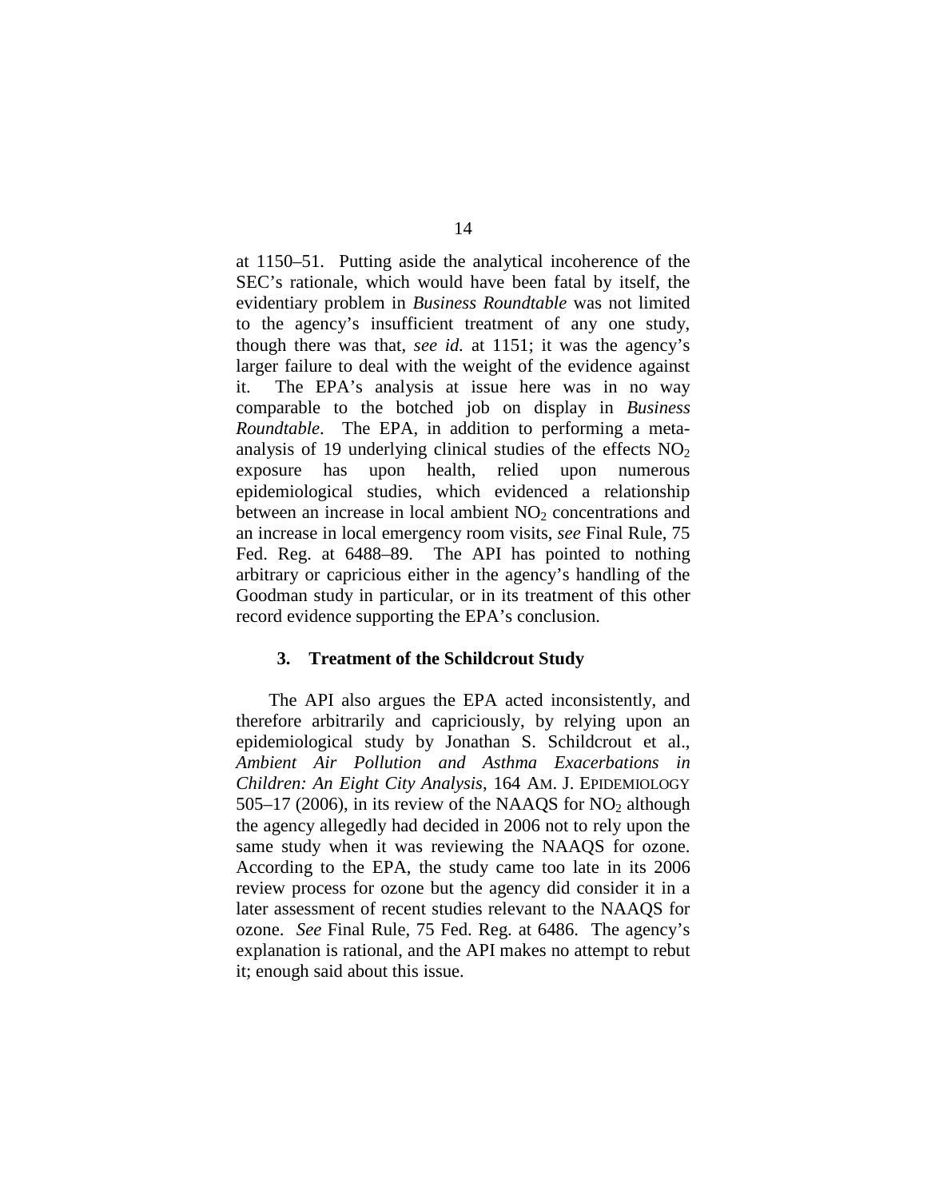at 1150–51. Putting aside the analytical incoherence of the SEC's rationale, which would have been fatal by itself, the evidentiary problem in *Business Roundtable* was not limited to the agency's insufficient treatment of any one study, though there was that, *see id.* at 1151; it was the agency's larger failure to deal with the weight of the evidence against it. The EPA's analysis at issue here was in no way comparable to the botched job on display in *Business Roundtable*. The EPA, in addition to performing a meta-analysis of 19 underlying clinical studies of the effects $NO_2$ exposure has upon health, relied upon numerous epidemiological studies, which evidenced a relationship between an increase in local ambient $NO_2$ concentrations and an increase in local emergency room visits, *see* Final Rule, 75 Fed. Reg. at 6488–89. The API has pointed to nothing arbitrary or capricious either in the agency's handling of the Goodman study in particular, or in its treatment of this other record evidence supporting the EPA's conclusion.

### 3. Treatment of the Schildcrout Study

The API also argues the EPA acted inconsistently, and therefore arbitrarily and capriciously, by relying upon an epidemiological study by Jonathan S. Schildcrout et al., *Ambient Air Pollution and Asthma Exacerbations in Children: An Eight City Analysis*, 164 AM. J. EPIDEMIOLOGY 505–17 (2006), in its review of the NAAQS for $NO_2$ although the agency allegedly had decided in 2006 not to rely upon the same study when it was reviewing the NAAQS for ozone. According to the EPA, the study came too late in its 2006 review process for ozone but the agency did consider it in a later assessment of recent studies relevant to the NAAQS for ozone. *See* Final Rule, 75 Fed. Reg. at 6486. The agency's explanation is rational, and the API makes no attempt to rebut it; enough said about this issue.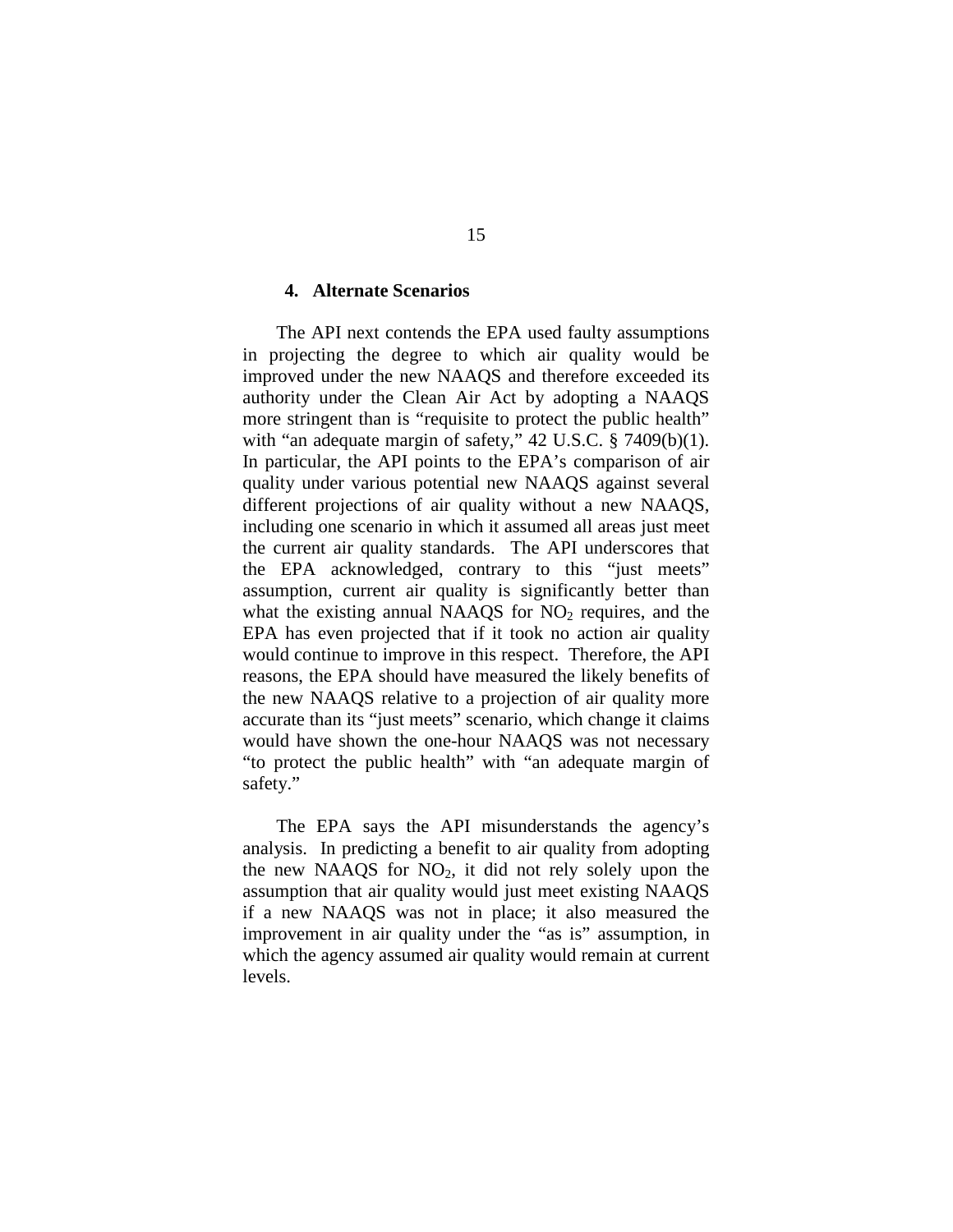#### 4. Alternate Scenarios

The API next contends the EPA used faulty assumptions in projecting the degree to which air quality would be improved under the new NAAQS and therefore exceeded its authority under the Clean Air Act by adopting a NAAQS more stringent than is "requisite to protect the public health" with "an adequate margin of safety," 42 U.S.C. § 7409(b)(1). In particular, the API points to the EPA's comparison of air quality under various potential new NAAQS against several different projections of air quality without a new NAAQS, including one scenario in which it assumed all areas just meet the current air quality standards. The API underscores that the EPA acknowledged, contrary to this "just meets" assumption, current air quality is significantly better than what the existing annual NAAQS for $NO_2$ requires, and the EPA has even projected that if it took no action air quality would continue to improve in this respect. Therefore, the API reasons, the EPA should have measured the likely benefits of the new NAAQS relative to a projection of air quality more accurate than its "just meets" scenario, which change it claims would have shown the one-hour NAAQS was not necessary "to protect the public health" with "an adequate margin of safety."

The EPA says the API misunderstands the agency's analysis. In predicting a benefit to air quality from adopting the new NAAQS for $NO_2$, it did not rely solely upon the assumption that air quality would just meet existing NAAQS if a new NAAQS was not in place; it also measured the improvement in air quality under the "as is" assumption, in which the agency assumed air quality would remain at current levels.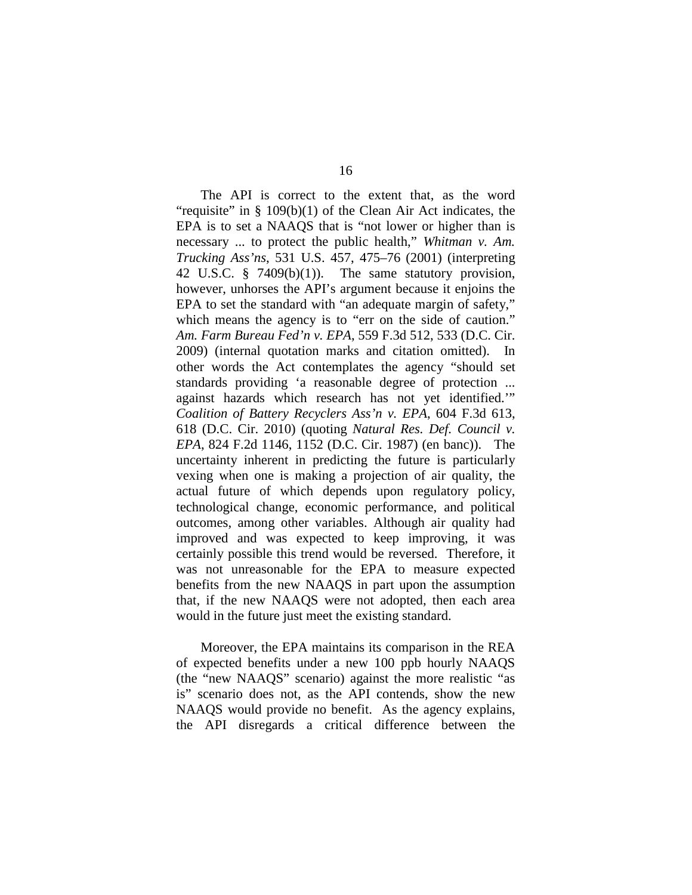The API is correct to the extent that, as the word "requisite" in § 109(b)(1) of the Clean Air Act indicates, the EPA is to set a NAAQS that is "not lower or higher than is necessary ... to protect the public health," *Whitman v. Am. Trucking Ass'ns*, 531 U.S. 457, 475–76 (2001) (interpreting 42 U.S.C. § 7409(b)(1)). The same statutory provision, however, unhorses the API's argument because it enjoins the EPA to set the standard with "an adequate margin of safety," which means the agency is to "err on the side of caution." *Am. Farm Bureau Fed'n v. EPA*, 559 F.3d 512, 533 (D.C. Cir. 2009) (internal quotation marks and citation omitted). In other words the Act contemplates the agency "should set standards providing 'a reasonable degree of protection ... against hazards which research has not yet identified.'" *Coalition of Battery Recyclers Ass'n v. EPA*, 604 F.3d 613, 618 (D.C. Cir. 2010) (quoting *Natural Res. Def. Council v. EPA*, 824 F.2d 1146, 1152 (D.C. Cir. 1987) (en banc)). The uncertainty inherent in predicting the future is particularly vexing when one is making a projection of air quality, the actual future of which depends upon regulatory policy, technological change, economic performance, and political outcomes, among other variables. Although air quality had improved and was expected to keep improving, it was certainly possible this trend would be reversed. Therefore, it was not unreasonable for the EPA to measure expected benefits from the new NAAQS in part upon the assumption that, if the new NAAQS were not adopted, then each area would in the future just meet the existing standard.

Moreover, the EPA maintains its comparison in the REA of expected benefits under a new 100 ppb hourly NAAQS (the "new NAAQS" scenario) against the more realistic "as is" scenario does not, as the API contends, show the new NAAQS would provide no benefit. As the agency explains, the API disregards a critical difference between the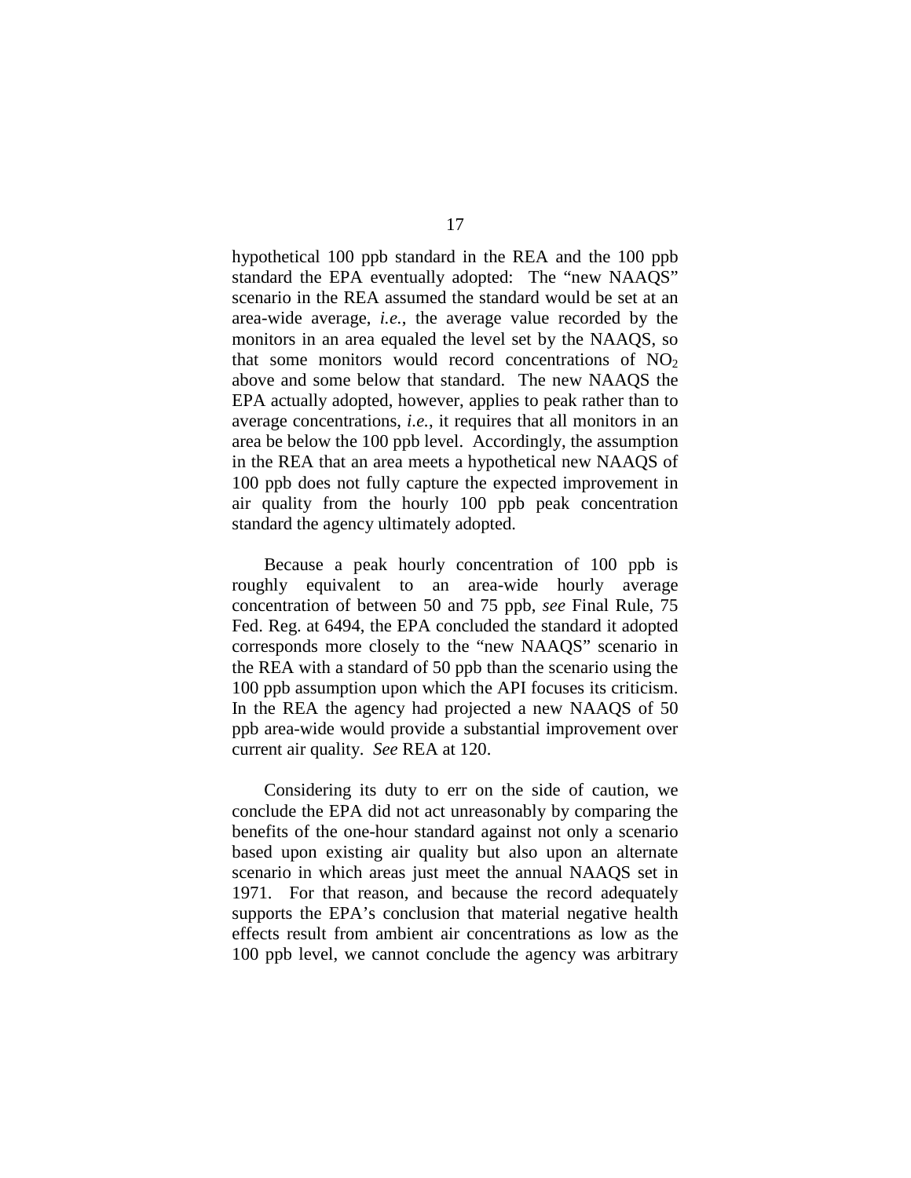hypothetical 100 ppb standard in the REA and the 100 ppb standard the EPA eventually adopted: The "new NAAQS" scenario in the REA assumed the standard would be set at an area-wide average, *i.e.*, the average value recorded by the monitors in an area equaled the level set by the NAAQS, so that some monitors would record concentrations of $NO_2$ above and some below that standard. The new NAAQS the EPA actually adopted, however, applies to peak rather than to average concentrations, *i.e.*, it requires that all monitors in an area be below the 100 ppb level. Accordingly, the assumption in the REA that an area meets a hypothetical new NAAQS of 100 ppb does not fully capture the expected improvement in air quality from the hourly 100 ppb peak concentration standard the agency ultimately adopted.

Because a peak hourly concentration of 100 ppb is roughly equivalent to an area-wide hourly average concentration of between 50 and 75 ppb, *see* Final Rule, 75 Fed. Reg. at 6494, the EPA concluded the standard it adopted corresponds more closely to the "new NAAQS" scenario in the REA with a standard of 50 ppb than the scenario using the 100 ppb assumption upon which the API focuses its criticism. In the REA the agency had projected a new NAAQS of 50 ppb area-wide would provide a substantial improvement over current air quality. *See* REA at 120.

Considering its duty to err on the side of caution, we conclude the EPA did not act unreasonably by comparing the benefits of the one-hour standard against not only a scenario based upon existing air quality but also upon an alternate scenario in which areas just meet the annual NAAQS set in 1971. For that reason, and because the record adequately supports the EPA's conclusion that material negative health effects result from ambient air concentrations as low as the 100 ppb level, we cannot conclude the agency was arbitrary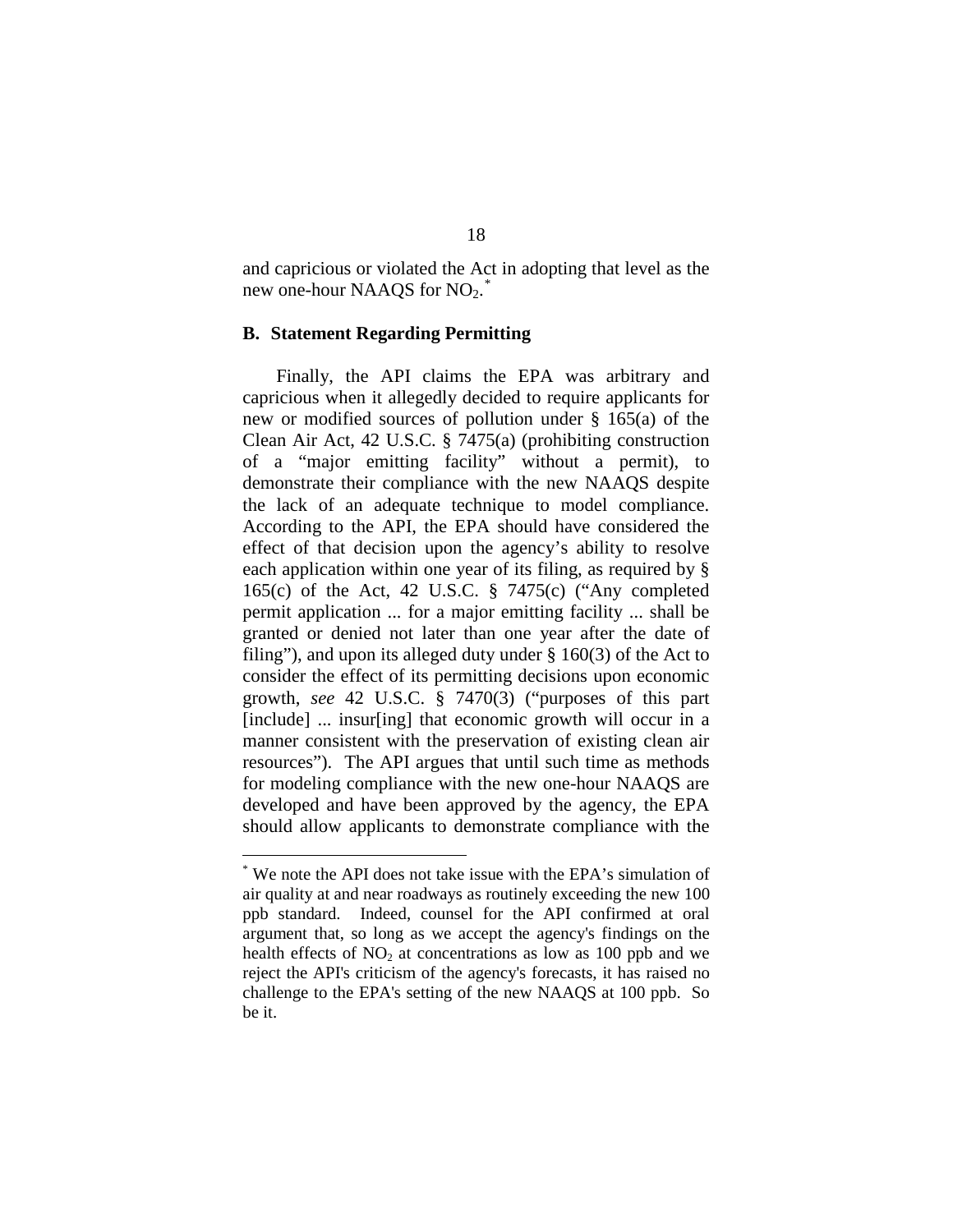and capricious or violated the Act in adopting that level as the new one-hour NAAQS for $NO_2$.[*]

### B. Statement Regarding Permitting

Finally, the API claims the EPA was arbitrary and capricious when it allegedly decided to require applicants for new or modified sources of pollution under § 165(a) of the Clean Air Act, 42 U.S.C. § 7475(a) (prohibiting construction of a "major emitting facility" without a permit), to demonstrate their compliance with the new NAAQS despite the lack of an adequate technique to model compliance. According to the API, the EPA should have considered the effect of that decision upon the agency's ability to resolve each application within one year of its filing, as required by § 165(c) of the Act, 42 U.S.C. § 7475(c) ("Any completed permit application ... for a major emitting facility ... shall be granted or denied not later than one year after the date of filing"), and upon its alleged duty under § 160(3) of the Act to consider the effect of its permitting decisions upon economic growth, *see* 42 U.S.C. § 7470(3) ("purposes of this part [include] ... insur[ing] that economic growth will occur in a manner consistent with the preservation of existing clean air resources"). The API argues that until such time as methods for modeling compliance with the new one-hour NAAQS are developed and have been approved by the agency, the EPA should allow applicants to demonstrate compliance with the

---

[*] We note the API does not take issue with the EPA's simulation of air quality at and near roadways as routinely exceeding the new 100 ppb standard. Indeed, counsel for the API confirmed at oral argument that, so long as we accept the agency's findings on the health effects of $NO_2$ at concentrations as low as 100 ppb and we reject the API's criticism of the agency's forecasts, it has raised no challenge to the EPA's setting of the new NAAQS at 100 ppb. So be it.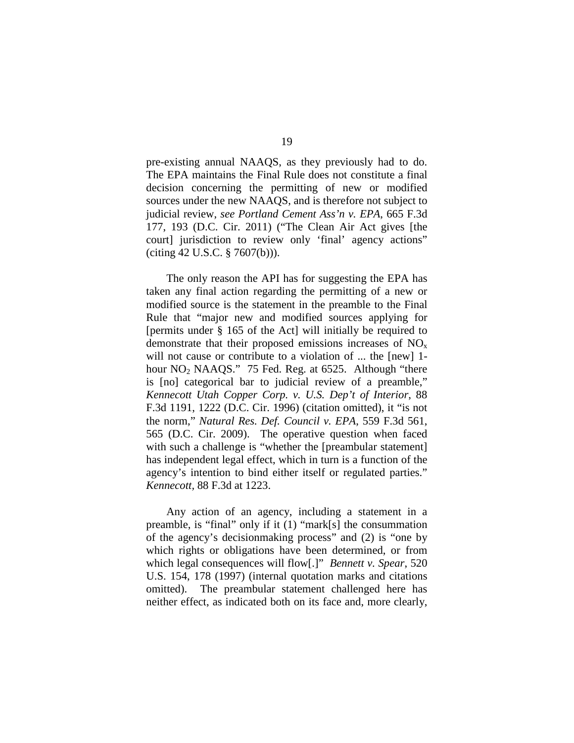pre-existing annual NAAQS, as they previously had to do. The EPA maintains the Final Rule does not constitute a final decision concerning the permitting of new or modified sources under the new NAAQS, and is therefore not subject to judicial review, *see Portland Cement Ass'n v. EPA*, 665 F.3d 177, 193 (D.C. Cir. 2011) ("The Clean Air Act gives [the court] jurisdiction to review only 'final' agency actions" (citing 42 U.S.C. § 7607(b))).

The only reason the API has for suggesting the EPA has taken any final action regarding the permitting of a new or modified source is the statement in the preamble to the Final Rule that "major new and modified sources applying for [permits under § 165 of the Act] will initially be required to demonstrate that their proposed emissions increases of $NO_x$ will not cause or contribute to a violation of ... the [new] 1-hour $NO_2$ NAAQS." 75 Fed. Reg. at 6525. Although "there is [no] categorical bar to judicial review of a preamble," *Kennecott Utah Copper Corp. v. U.S. Dep't of Interior*, 88 F.3d 1191, 1222 (D.C. Cir. 1996) (citation omitted), it "is not the norm," *Natural Res. Def. Council v. EPA*, 559 F.3d 561, 565 (D.C. Cir. 2009). The operative question when faced with such a challenge is "whether the [preambular statement] has independent legal effect, which in turn is a function of the agency's intention to bind either itself or regulated parties." *Kennecott*, 88 F.3d at 1223.

Any action of an agency, including a statement in a preamble, is "final" only if it (1) "mark[s] the consummation of the agency's decisionmaking process" and (2) is "one by which rights or obligations have been determined, or from which legal consequences will flow[.]" *Bennett v. Spear*, 520 U.S. 154, 178 (1997) (internal quotation marks and citations omitted). The preambular statement challenged here has neither effect, as indicated both on its face and, more clearly,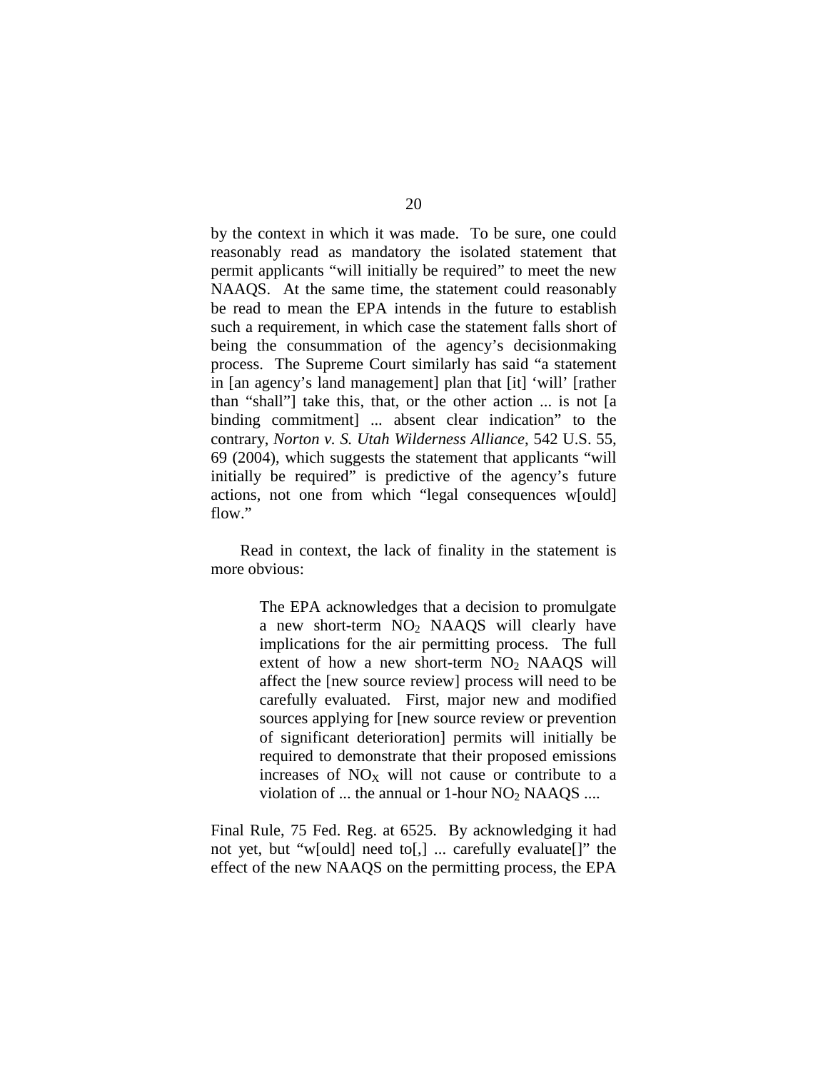by the context in which it was made. To be sure, one could reasonably read as mandatory the isolated statement that permit applicants "will initially be required" to meet the new NAAQS. At the same time, the statement could reasonably be read to mean the EPA intends in the future to establish such a requirement, in which case the statement falls short of being the consummation of the agency's decisionmaking process. The Supreme Court similarly has said "a statement in [an agency's land management] plan that [it] 'will' [rather than "shall"] take this, that, or the other action ... is not [a binding commitment] ... absent clear indication" to the contrary, *Norton v. S. Utah Wilderness Alliance*, 542 U.S. 55, 69 (2004), which suggests the statement that applicants "will initially be required" is predictive of the agency's future actions, not one from which "legal consequences w[ould] flow."

Read in context, the lack of finality in the statement is more obvious:

> The EPA acknowledges that a decision to promulgate a new short-term $NO_2$ NAAQS will clearly have implications for the air permitting process. The full extent of how a new short-term $NO_2$ NAAQS will affect the [new source review] process will need to be carefully evaluated. First, major new and modified sources applying for [new source review or prevention of significant deterioration] permits will initially be required to demonstrate that their proposed emissions increases of $NO_X$ will not cause or contribute to a violation of ... the annual or 1-hour $NO_2$ NAAQS ....

Final Rule, 75 Fed. Reg. at 6525. By acknowledging it had not yet, but "w[ould] need to[,] ... carefully evaluate[]" the effect of the new NAAQS on the permitting process, the EPA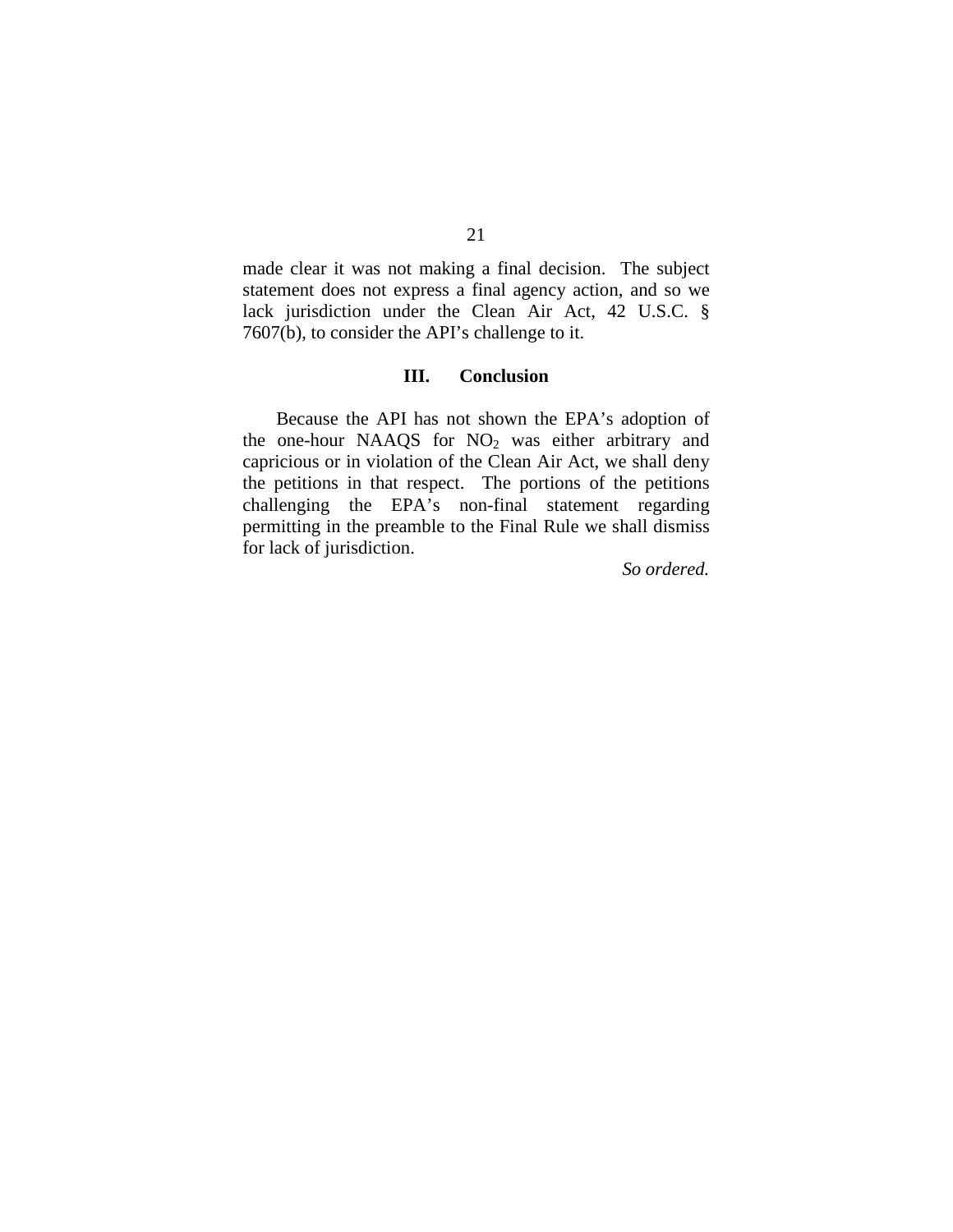made clear it was not making a final decision. The subject statement does not express a final agency action, and so we lack jurisdiction under the Clean Air Act, 42 U.S.C. § 7607(b), to consider the API's challenge to it.

## III. Conclusion

Because the API has not shown the EPA's adoption of the one-hour NAAQS for $NO_2$ was either arbitrary and capricious or in violation of the Clean Air Act, we shall deny the petitions in that respect. The portions of the petitions challenging the EPA's non-final statement regarding permitting in the preamble to the Final Rule we shall dismiss for lack of jurisdiction.

*So ordered.*